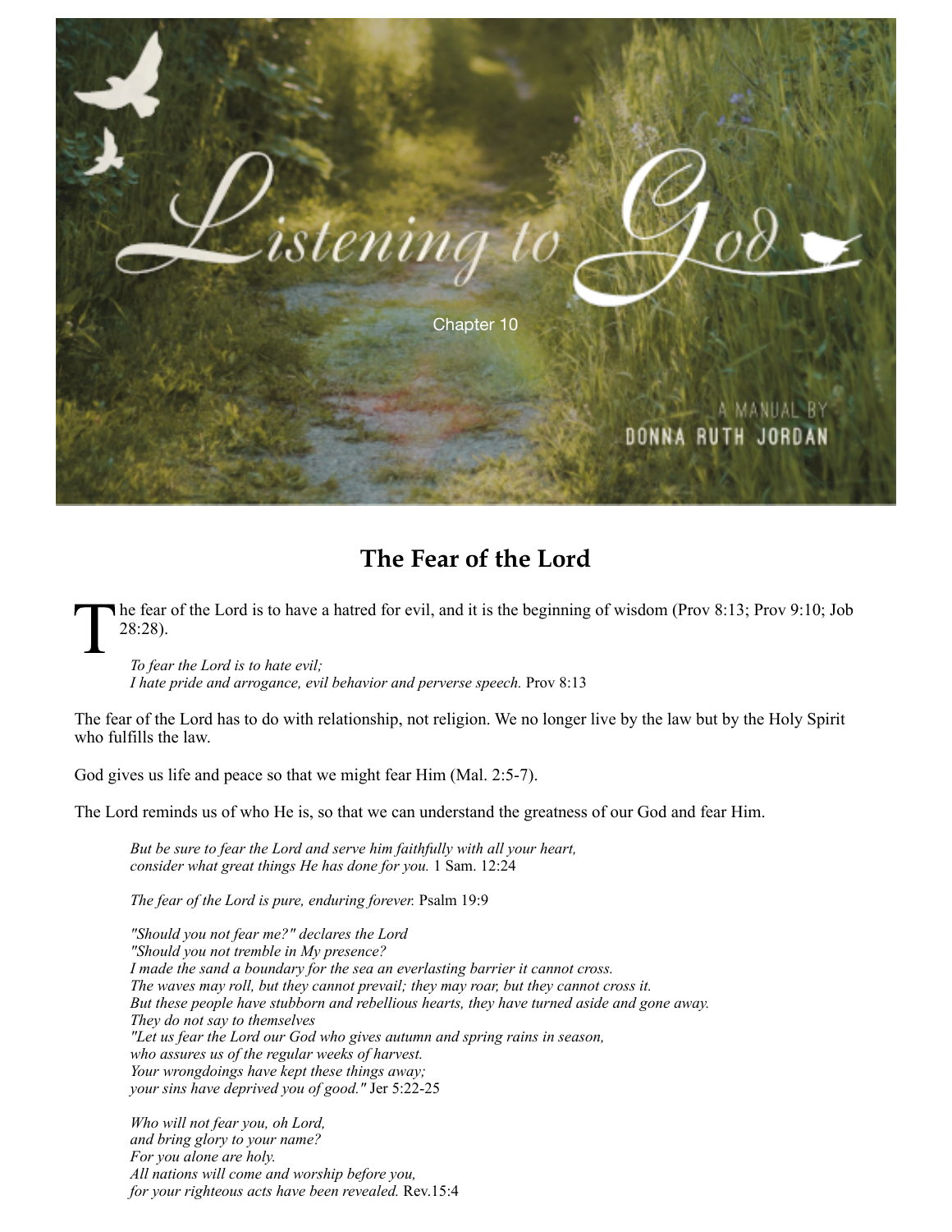Listening to God

Chapter 10

A MANUAL BY DONNA RUTH JORDAN

## The Fear of the Lord

The fear of the Lord is to have a hatred for evil, and it is the beginning of wisdom (Prov 8:13; Prov 9:10; Job 28:28).

> *To fear the Lord is to hate evil;*
> *I hate pride and arrogance, evil behavior and perverse speech.* Prov 8:13

The fear of the Lord has to do with relationship, not religion. We no longer live by the law but by the Holy Spirit who fulfills the law.

God gives us life and peace so that we might fear Him (Mal. 2:5-7).

The Lord reminds us of who He is, so that we can understand the greatness of our God and fear Him.

> *But be sure to fear the Lord and serve him faithfully with all your heart,*
> *consider what great things He has done for you.* 1 Sam. 12:24

> *The fear of the Lord is pure, enduring forever.* Psalm 19:9

> *"Should you not fear me?" declares the Lord*
> *"Should you not tremble in My presence?*
> *I made the sand a boundary for the sea an everlasting barrier it cannot cross.*
> *The waves may roll, but they cannot prevail; they may roar, but they cannot cross it.*
> *But these people have stubborn and rebellious hearts, they have turned aside and gone away.*
> *They do not say to themselves*
> *"Let us fear the Lord our God who gives autumn and spring rains in season,*
> *who assures us of the regular weeks of harvest.*
> *Your wrongdoings have kept these things away;*
> *your sins have deprived you of good."* Jer 5:22-25

> *Who will not fear you, oh Lord,*
> *and bring glory to your name?*
> *For you alone are holy.*
> *All nations will come and worship before you,*
> *for your righteous acts have been revealed.* Rev.15:4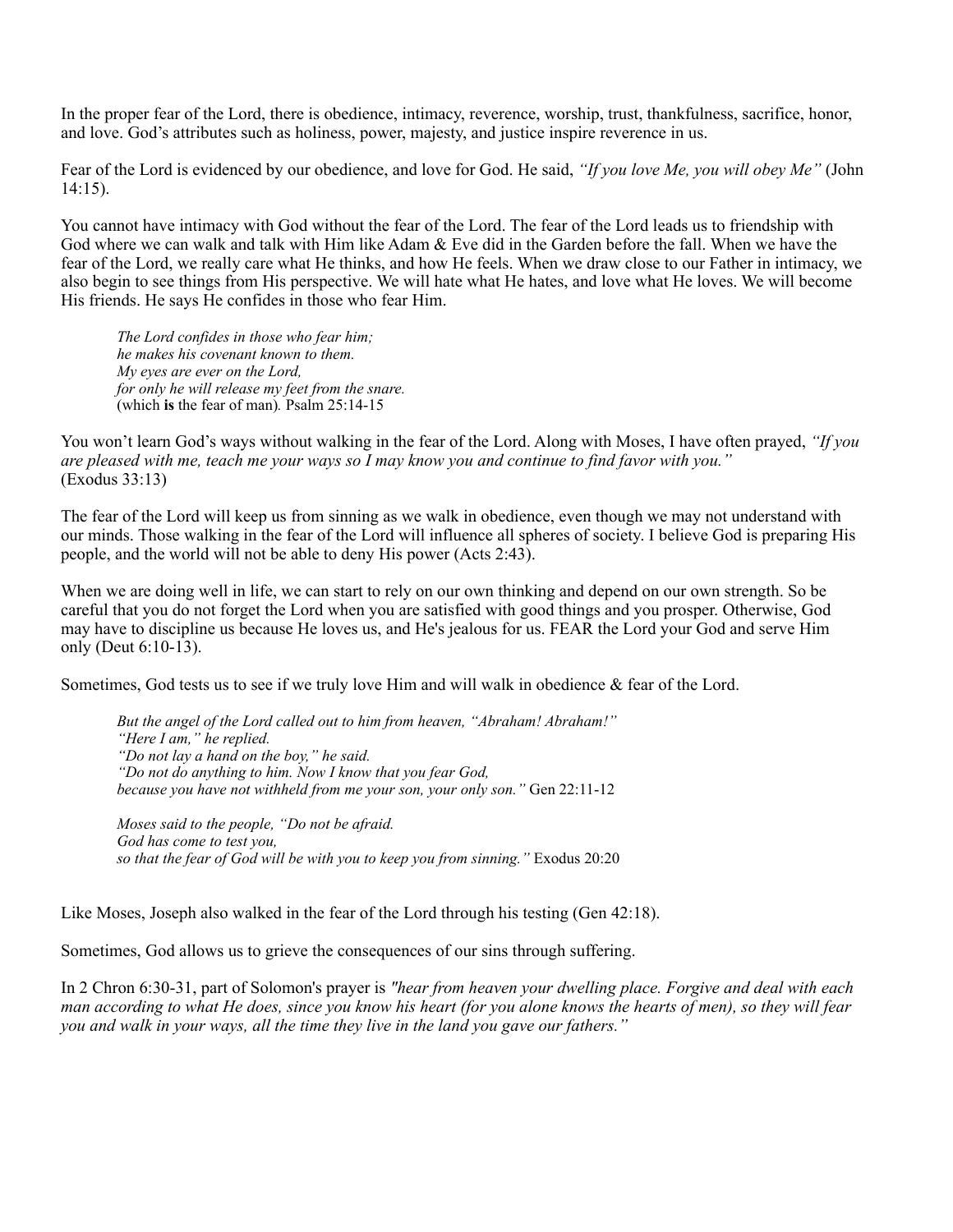In the proper fear of the Lord, there is obedience, intimacy, reverence, worship, trust, thankfulness, sacrifice, honor, and love. God's attributes such as holiness, power, majesty, and justice inspire reverence in us.

Fear of the Lord is evidenced by our obedience, and love for God. He said, *"If you love Me, you will obey Me"* (John 14:15).

You cannot have intimacy with God without the fear of the Lord. The fear of the Lord leads us to friendship with God where we can walk and talk with Him like Adam & Eve did in the Garden before the fall. When we have the fear of the Lord, we really care what He thinks, and how He feels. When we draw close to our Father in intimacy, we also begin to see things from His perspective. We will hate what He hates, and love what He loves. We will become His friends. He says He confides in those who fear Him.

> *The Lord confides in those who fear him;*
> *he makes his covenant known to them.*
> *My eyes are ever on the Lord,*
> *for only he will release my feet from the snare.*
> (which **is** the fear of man). Psalm 25:14-15

You won't learn God's ways without walking in the fear of the Lord. Along with Moses, I have often prayed, *"If you are pleased with me, teach me your ways so I may know you and continue to find favor with you."* (Exodus 33:13)

The fear of the Lord will keep us from sinning as we walk in obedience, even though we may not understand with our minds. Those walking in the fear of the Lord will influence all spheres of society. I believe God is preparing His people, and the world will not be able to deny His power (Acts 2:43).

When we are doing well in life, we can start to rely on our own thinking and depend on our own strength. So be careful that you do not forget the Lord when you are satisfied with good things and you prosper. Otherwise, God may have to discipline us because He loves us, and He's jealous for us. FEAR the Lord your God and serve Him only (Deut 6:10-13).

Sometimes, God tests us to see if we truly love Him and will walk in obedience & fear of the Lord.

> *But the angel of the Lord called out to him from heaven, "Abraham! Abraham!"*
> *"Here I am," he replied.*
> *"Do not lay a hand on the boy," he said.*
> *"Do not do anything to him. Now I know that you fear God,*
> *because you have not withheld from me your son, your only son."* Gen 22:11-12

> *Moses said to the people, "Do not be afraid.*
> *God has come to test you,*
> *so that the fear of God will be with you to keep you from sinning."* Exodus 20:20

Like Moses, Joseph also walked in the fear of the Lord through his testing (Gen 42:18).

Sometimes, God allows us to grieve the consequences of our sins through suffering.

In 2 Chron 6:30-31, part of Solomon's prayer is *"hear from heaven your dwelling place. Forgive and deal with each man according to what He does, since you know his heart (for you alone knows the hearts of men), so they will fear you and walk in your ways, all the time they live in the land you gave our fathers."*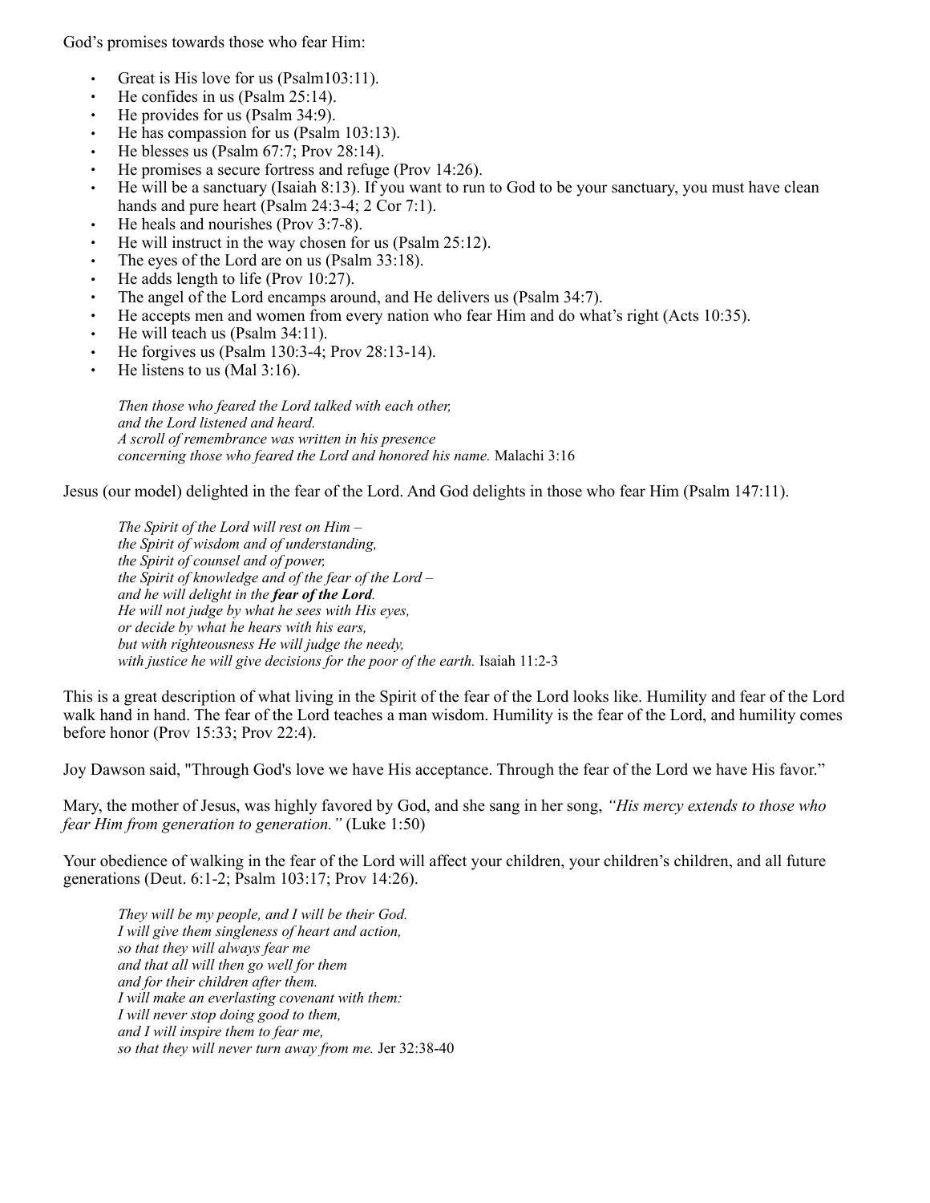God's promises towards those who fear Him:

- Great is His love for us (Psalm103:11).
- He confides in us (Psalm 25:14).
- He provides for us (Psalm 34:9).
- He has compassion for us (Psalm 103:13).
- He blesses us (Psalm 67:7; Prov 28:14).
- He promises a secure fortress and refuge (Prov 14:26).
- He will be a sanctuary (Isaiah 8:13). If you want to run to God to be your sanctuary, you must have clean hands and pure heart (Psalm 24:3-4; 2 Cor 7:1).
- He heals and nourishes (Prov 3:7-8).
- He will instruct in the way chosen for us (Psalm 25:12).
- The eyes of the Lord are on us (Psalm 33:18).
- He adds length to life (Prov 10:27).
- The angel of the Lord encamps around, and He delivers us (Psalm 34:7).
- He accepts men and women from every nation who fear Him and do what's right (Acts 10:35).
- He will teach us (Psalm 34:11).
- He forgives us (Psalm 130:3-4; Prov 28:13-14).
- He listens to us (Mal 3:16).

> *Then those who feared the Lord talked with each other,*
> *and the Lord listened and heard.*
> *A scroll of remembrance was written in his presence*
> *concerning those who feared the Lord and honored his name.* Malachi 3:16

Jesus (our model) delighted in the fear of the Lord. And God delights in those who fear Him (Psalm 147:11).

> *The Spirit of the Lord will rest on Him –*
> *the Spirit of wisdom and of understanding,*
> *the Spirit of counsel and of power,*
> *the Spirit of knowledge and of the fear of the Lord –*
> *and he will delight in the **fear of the Lord**.*
> *He will not judge by what he sees with His eyes,*
> *or decide by what he hears with his ears,*
> *but with righteousness He will judge the needy,*
> *with justice he will give decisions for the poor of the earth.* Isaiah 11:2-3

This is a great description of what living in the Spirit of the fear of the Lord looks like. Humility and fear of the Lord walk hand in hand. The fear of the Lord teaches a man wisdom. Humility is the fear of the Lord, and humility comes before honor (Prov 15:33; Prov 22:4).

Joy Dawson said, "Through God's love we have His acceptance. Through the fear of the Lord we have His favor."

Mary, the mother of Jesus, was highly favored by God, and she sang in her song, *"His mercy extends to those who fear Him from generation to generation."* (Luke 1:50)

Your obedience of walking in the fear of the Lord will affect your children, your children's children, and all future generations (Deut. 6:1-2; Psalm 103:17; Prov 14:26).

> *They will be my people, and I will be their God.*
> *I will give them singleness of heart and action,*
> *so that they will always fear me*
> *and that all will then go well for them*
> *and for their children after them.*
> *I will make an everlasting covenant with them:*
> *I will never stop doing good to them,*
> *and I will inspire them to fear me,*
> *so that they will never turn away from me.* Jer 32:38-40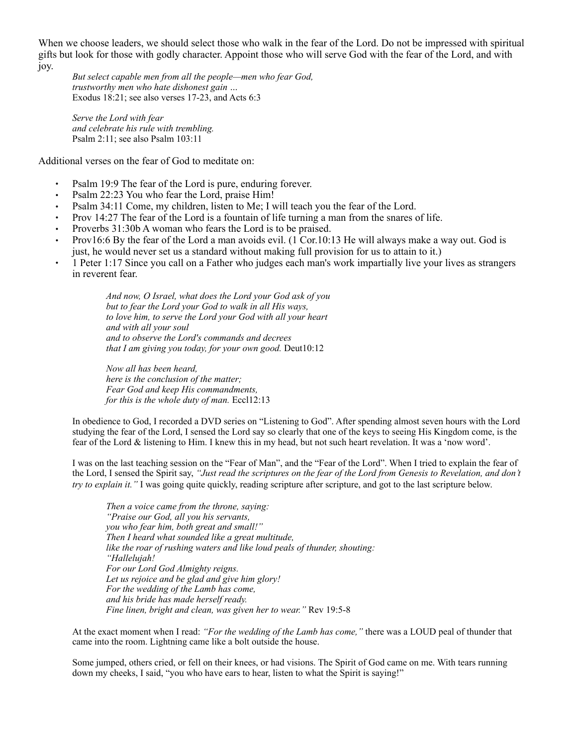When we choose leaders, we should select those who walk in the fear of the Lord. Do not be impressed with spiritual gifts but look for those with godly character. Appoint those who will serve God with the fear of the Lord, and with joy.

> *But select capable men from all the people—men who fear God,*
> *trustworthy men who hate dishonest gain …*
> Exodus 18:21; see also verses 17-23, and Acts 6:3
>
> *Serve the Lord with fear*
> *and celebrate his rule with trembling.*
> Psalm 2:11; see also Psalm 103:11

Additional verses on the fear of God to meditate on:

- Psalm 19:9 The fear of the Lord is pure, enduring forever.
- Psalm 22:23 You who fear the Lord, praise Him!
- Psalm 34:11 Come, my children, listen to Me; I will teach you the fear of the Lord.
- Prov 14:27 The fear of the Lord is a fountain of life turning a man from the snares of life.
- Proverbs 31:30b A woman who fears the Lord is to be praised.
- Prov16:6 By the fear of the Lord a man avoids evil. (1 Cor.10:13 He will always make a way out. God is just, he would never set us a standard without making full provision for us to attain to it.)
- 1 Peter 1:17 Since you call on a Father who judges each man's work impartially live your lives as strangers in reverent fear.

> *And now, O Israel, what does the Lord your God ask of you*
> *but to fear the Lord your God to walk in all His ways,*
> *to love him, to serve the Lord your God with all your heart*
> *and with all your soul*
> *and to observe the Lord's commands and decrees*
> *that I am giving you today, for your own good.* Deut10:12
>
> *Now all has been heard,*
> *here is the conclusion of the matter;*
> *Fear God and keep His commandments,*
> *for this is the whole duty of man.* Eccl12:13

In obedience to God, I recorded a DVD series on "Listening to God". After spending almost seven hours with the Lord studying the fear of the Lord, I sensed the Lord say so clearly that one of the keys to seeing His Kingdom come, is the fear of the Lord & listening to Him. I knew this in my head, but not such heart revelation. It was a 'now word'.

I was on the last teaching session on the "Fear of Man", and the "Fear of the Lord". When I tried to explain the fear of the Lord, I sensed the Spirit say, *"Just read the scriptures on the fear of the Lord from Genesis to Revelation, and don't try to explain it."* I was going quite quickly, reading scripture after scripture, and got to the last scripture below.

> *Then a voice came from the throne, saying:*
> *"Praise our God, all you his servants,*
> *you who fear him, both great and small!"*
> *Then I heard what sounded like a great multitude,*
> *like the roar of rushing waters and like loud peals of thunder, shouting:*
> *"Hallelujah!*
> *For our Lord God Almighty reigns.*
> *Let us rejoice and be glad and give him glory!*
> *For the wedding of the Lamb has come,*
> *and his bride has made herself ready.*
> *Fine linen, bright and clean, was given her to wear."* Rev 19:5-8

At the exact moment when I read: *"For the wedding of the Lamb has come,"* there was a LOUD peal of thunder that came into the room. Lightning came like a bolt outside the house.

Some jumped, others cried, or fell on their knees, or had visions. The Spirit of God came on me. With tears running down my cheeks, I said, "you who have ears to hear, listen to what the Spirit is saying!"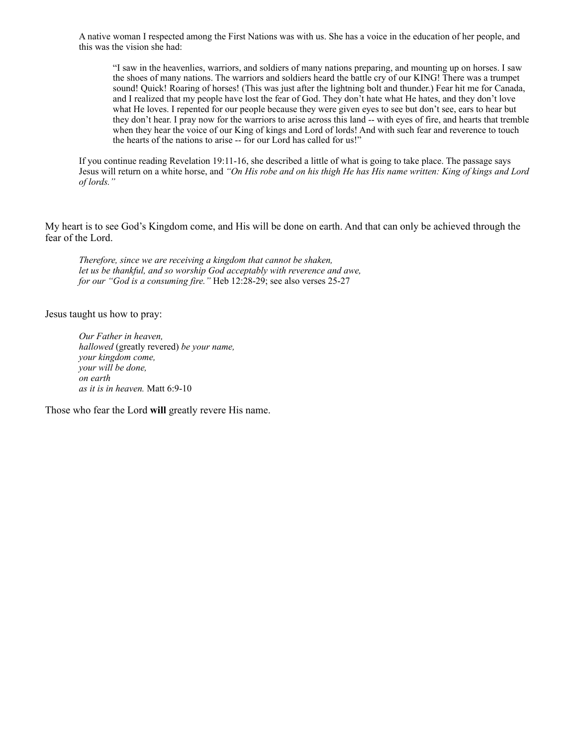A native woman I respected among the First Nations was with us. She has a voice in the education of her people, and this was the vision she had:

> "I saw in the heavenlies, warriors, and soldiers of many nations preparing, and mounting up on horses. I saw the shoes of many nations. The warriors and soldiers heard the battle cry of our KING! There was a trumpet sound! Quick! Roaring of horses! (This was just after the lightning bolt and thunder.) Fear hit me for Canada, and I realized that my people have lost the fear of God. They don't hate what He hates, and they don't love what He loves. I repented for our people because they were given eyes to see but don't see, ears to hear but they don't hear. I pray now for the warriors to arise across this land -- with eyes of fire, and hearts that tremble when they hear the voice of our King of kings and Lord of lords! And with such fear and reverence to touch the hearts of the nations to arise -- for our Lord has called for us!"

If you continue reading Revelation 19:11-16, she described a little of what is going to take place. The passage says Jesus will return on a white horse, and *"On His robe and on his thigh He has His name written: King of kings and Lord of lords."*

My heart is to see God's Kingdom come, and His will be done on earth. And that can only be achieved through the fear of the Lord.

> *Therefore, since we are receiving a kingdom that cannot be shaken,*
> *let us be thankful, and so worship God acceptably with reverence and awe,*
> *for our "God is a consuming fire."* Heb 12:28-29; see also verses 25-27

Jesus taught us how to pray:

> *Our Father in heaven,*
> *hallowed* (greatly revered) *be your name,*
> *your kingdom come,*
> *your will be done,*
> *on earth*
> *as it is in heaven.* Matt 6:9-10

Those who fear the Lord **will** greatly revere His name.